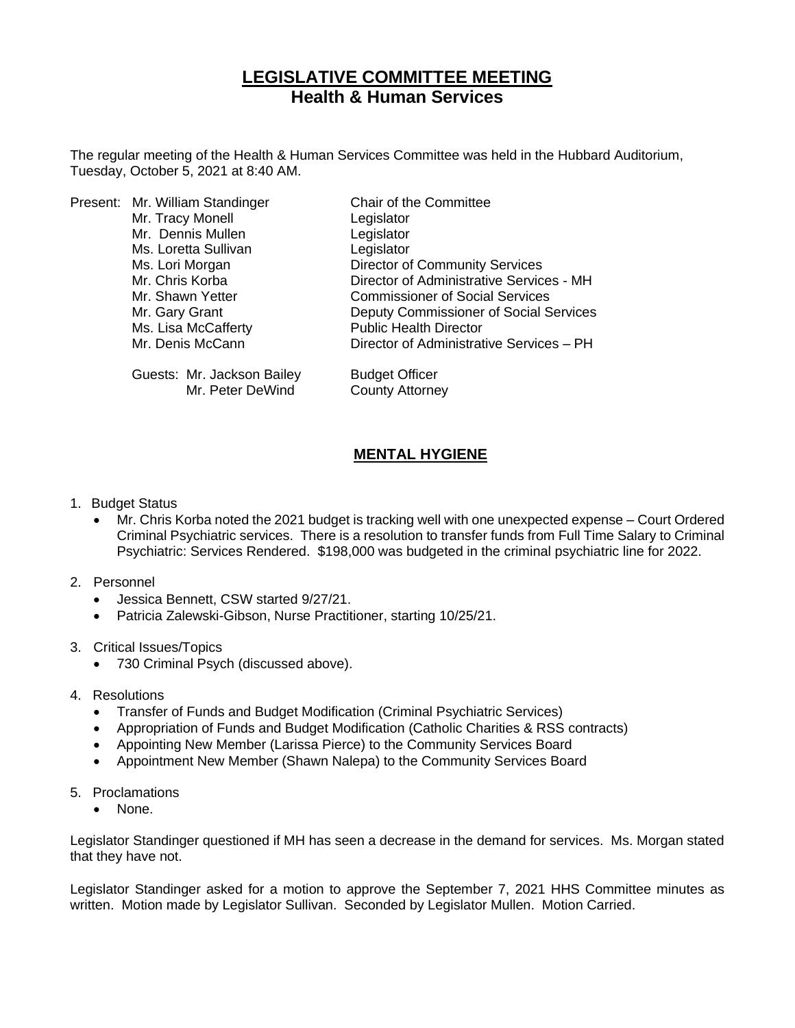# LEGISLATIVE COMMITTEE MEETING
## Health & Human Services

The regular meeting of the Health & Human Services Committee was held in the Hubbard Auditorium, Tuesday, October 5, 2021 at 8:40 AM.

| Present: | | |
|---|---|---|
| | Mr. William Standinger | Chair of the Committee |
| | Mr. Tracy Monell | Legislator |
| | Mr. Dennis Mullen | Legislator |
| | Ms. Loretta Sullivan | Legislator |
| | Ms. Lori Morgan | Director of Community Services |
| | Mr. Chris Korba | Director of Administrative Services - MH |
| | Mr. Shawn Yetter | Commissioner of Social Services |
| | Mr. Gary Grant | Deputy Commissioner of Social Services |
| | Ms. Lisa McCafferty | Public Health Director |
| | Mr. Denis McCann | Director of Administrative Services – PH |
| | Guests: Mr. Jackson Bailey | Budget Officer |
| | Mr. Peter DeWind | County Attorney |

## MENTAL HYGIENE

1. Budget Status
   - Mr. Chris Korba noted the 2021 budget is tracking well with one unexpected expense – Court Ordered Criminal Psychiatric services. There is a resolution to transfer funds from Full Time Salary to Criminal Psychiatric: Services Rendered. $198,000 was budgeted in the criminal psychiatric line for 2022.

2. Personnel
   - Jessica Bennett, CSW started 9/27/21.
   - Patricia Zalewski-Gibson, Nurse Practitioner, starting 10/25/21.

3. Critical Issues/Topics
   - 730 Criminal Psych (discussed above).

4. Resolutions
   - Transfer of Funds and Budget Modification (Criminal Psychiatric Services)
   - Appropriation of Funds and Budget Modification (Catholic Charities & RSS contracts)
   - Appointing New Member (Larissa Pierce) to the Community Services Board
   - Appointment New Member (Shawn Nalepa) to the Community Services Board

5. Proclamations
   - None.

Legislator Standinger questioned if MH has seen a decrease in the demand for services. Ms. Morgan stated that they have not.

Legislator Standinger asked for a motion to approve the September 7, 2021 HHS Committee minutes as written. Motion made by Legislator Sullivan. Seconded by Legislator Mullen. Motion Carried.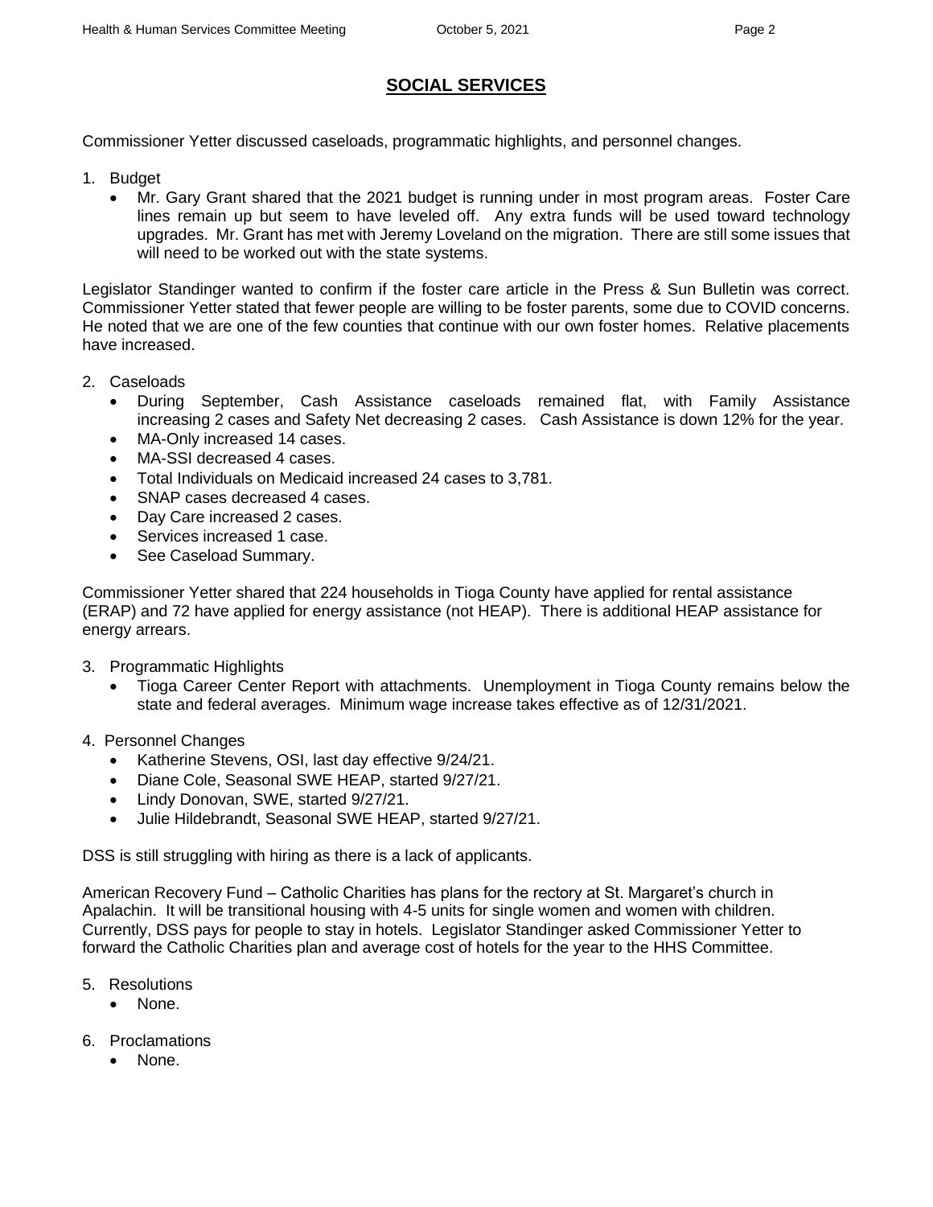## SOCIAL SERVICES

Commissioner Yetter discussed caseloads, programmatic highlights, and personnel changes.

1. Budget
   - Mr. Gary Grant shared that the 2021 budget is running under in most program areas. Foster Care lines remain up but seem to have leveled off. Any extra funds will be used toward technology upgrades. Mr. Grant has met with Jeremy Loveland on the migration. There are still some issues that will need to be worked out with the state systems.

Legislator Standinger wanted to confirm if the foster care article in the Press & Sun Bulletin was correct. Commissioner Yetter stated that fewer people are willing to be foster parents, some due to COVID concerns. He noted that we are one of the few counties that continue with our own foster homes. Relative placements have increased.

2. Caseloads
   - During September, Cash Assistance caseloads remained flat, with Family Assistance increasing 2 cases and Safety Net decreasing 2 cases. Cash Assistance is down 12% for the year.
   - MA-Only increased 14 cases.
   - MA-SSI decreased 4 cases.
   - Total Individuals on Medicaid increased 24 cases to 3,781.
   - SNAP cases decreased 4 cases.
   - Day Care increased 2 cases.
   - Services increased 1 case.
   - See Caseload Summary.

Commissioner Yetter shared that 224 households in Tioga County have applied for rental assistance (ERAP) and 72 have applied for energy assistance (not HEAP). There is additional HEAP assistance for energy arrears.

3. Programmatic Highlights
   - Tioga Career Center Report with attachments. Unemployment in Tioga County remains below the state and federal averages. Minimum wage increase takes effective as of 12/31/2021.

4. Personnel Changes
   - Katherine Stevens, OSI, last day effective 9/24/21.
   - Diane Cole, Seasonal SWE HEAP, started 9/27/21.
   - Lindy Donovan, SWE, started 9/27/21.
   - Julie Hildebrandt, Seasonal SWE HEAP, started 9/27/21.

DSS is still struggling with hiring as there is a lack of applicants.

American Recovery Fund – Catholic Charities has plans for the rectory at St. Margaret's church in Apalachin. It will be transitional housing with 4-5 units for single women and women with children. Currently, DSS pays for people to stay in hotels. Legislator Standinger asked Commissioner Yetter to forward the Catholic Charities plan and average cost of hotels for the year to the HHS Committee.

5. Resolutions
   - None.

6. Proclamations
   - None.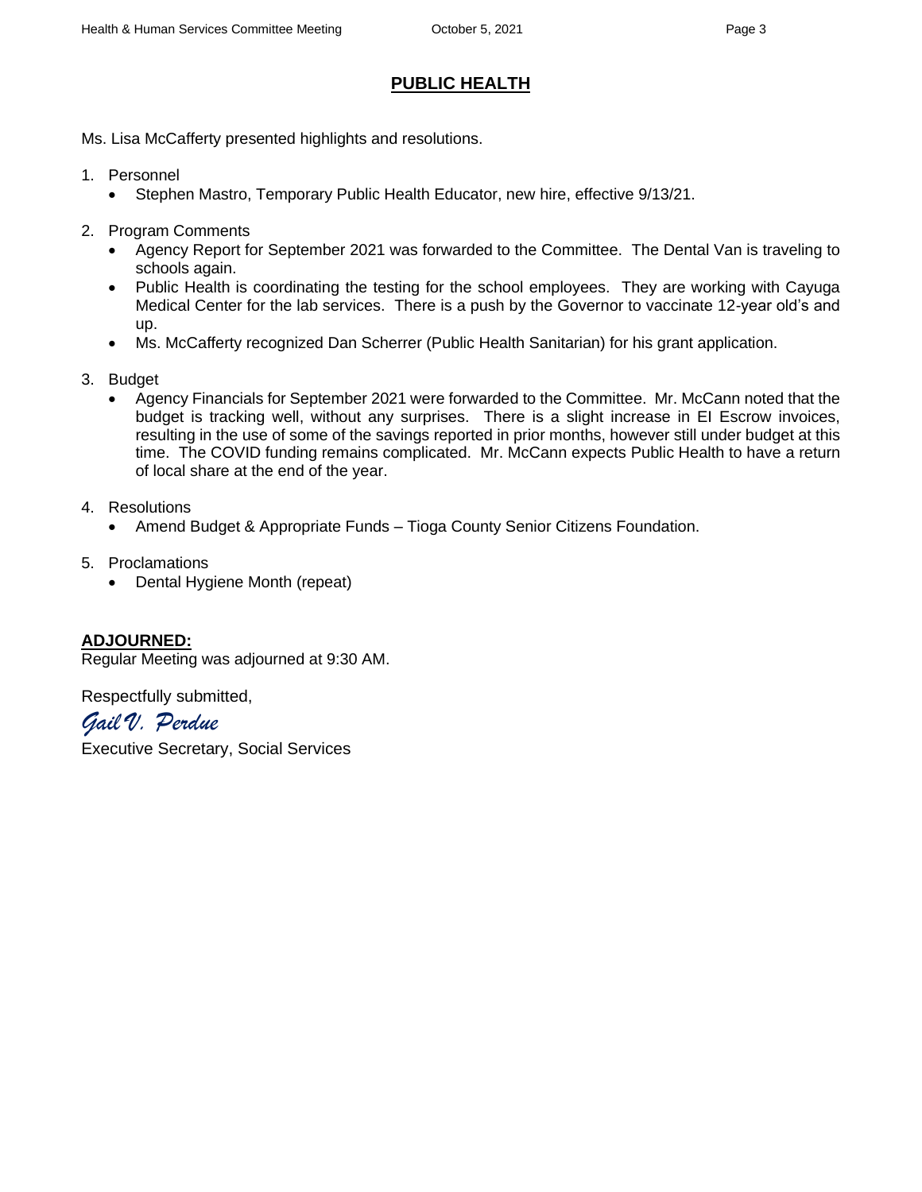## PUBLIC HEALTH

Ms. Lisa McCafferty presented highlights and resolutions.

1. Personnel
   - Stephen Mastro, Temporary Public Health Educator, new hire, effective 9/13/21.

2. Program Comments
   - Agency Report for September 2021 was forwarded to the Committee. The Dental Van is traveling to schools again.
   - Public Health is coordinating the testing for the school employees. They are working with Cayuga Medical Center for the lab services. There is a push by the Governor to vaccinate 12-year old's and up.
   - Ms. McCafferty recognized Dan Scherrer (Public Health Sanitarian) for his grant application.

3. Budget
   - Agency Financials for September 2021 were forwarded to the Committee. Mr. McCann noted that the budget is tracking well, without any surprises. There is a slight increase in EI Escrow invoices, resulting in the use of some of the savings reported in prior months, however still under budget at this time. The COVID funding remains complicated. Mr. McCann expects Public Health to have a return of local share at the end of the year.

4. Resolutions
   - Amend Budget & Appropriate Funds – Tioga County Senior Citizens Foundation.

5. Proclamations
   - Dental Hygiene Month (repeat)

**ADJOURNED:**
Regular Meeting was adjourned at 9:30 AM.

Respectfully submitted,

*Gail V. Perdue*

Executive Secretary, Social Services